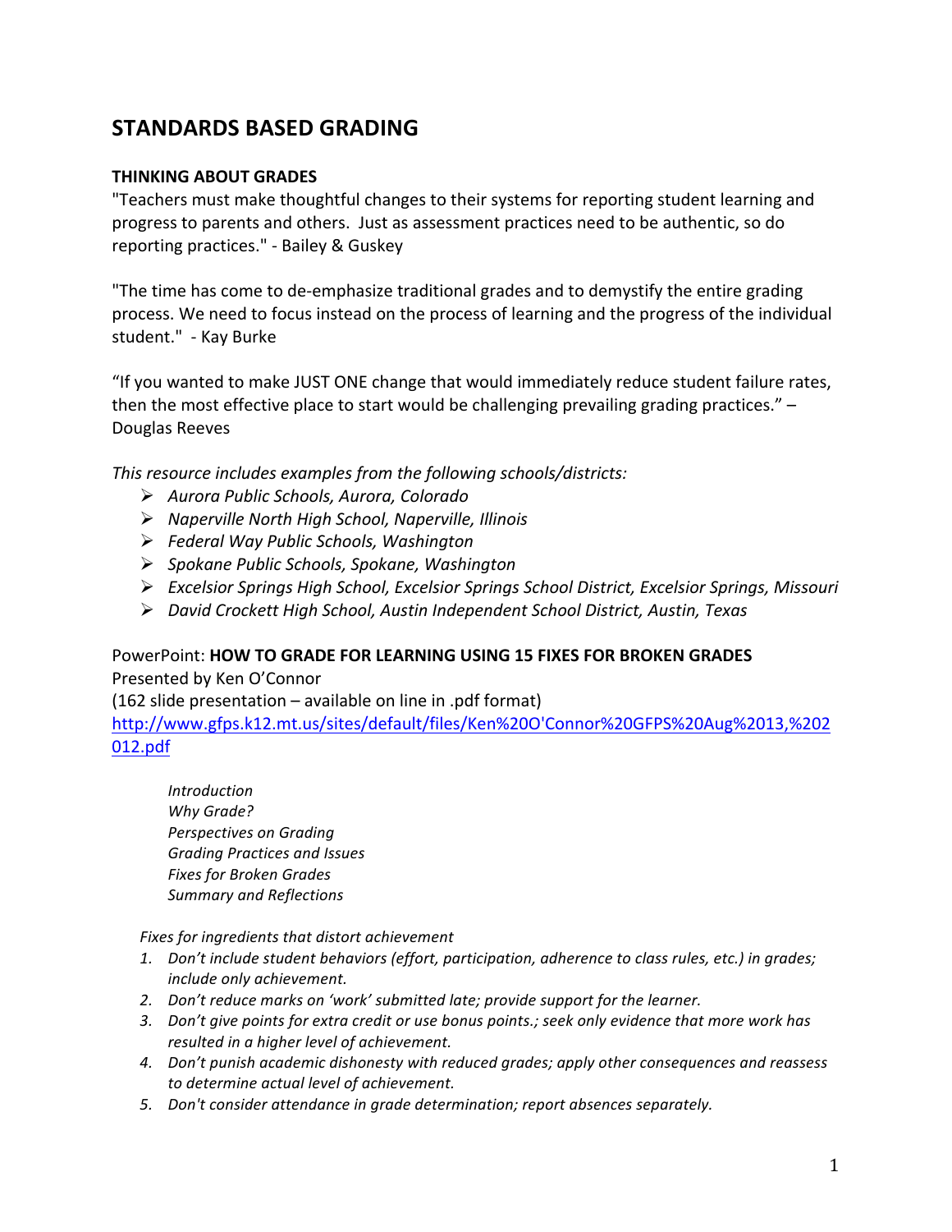# STANDARDS BASED GRADING

**THINKING ABOUT GRADES**

"Teachers must make thoughtful changes to their systems for reporting student learning and progress to parents and others. Just as assessment practices need to be authentic, so do reporting practices." - Bailey & Guskey

"The time has come to de-emphasize traditional grades and to demystify the entire grading process. We need to focus instead on the process of learning and the progress of the individual student." - Kay Burke

"If you wanted to make JUST ONE change that would immediately reduce student failure rates, then the most effective place to start would be challenging prevailing grading practices." – Douglas Reeves

*This resource includes examples from the following schools/districts:*

- *Aurora Public Schools, Aurora, Colorado*
- *Naperville North High School, Naperville, Illinois*
- *Federal Way Public Schools, Washington*
- *Spokane Public Schools, Spokane, Washington*
- *Excelsior Springs High School, Excelsior Springs School District, Excelsior Springs, Missouri*
- *David Crockett High School, Austin Independent School District, Austin, Texas*

PowerPoint: **HOW TO GRADE FOR LEARNING USING 15 FIXES FOR BROKEN GRADES**
Presented by Ken O'Connor
(162 slide presentation – available on line in .pdf format)
http://www.gfps.k12.mt.us/sites/default/files/Ken%20O'Connor%20GFPS%20Aug%2013,%202012.pdf

*Introduction*
*Why Grade?*
*Perspectives on Grading*
*Grading Practices and Issues*
*Fixes for Broken Grades*
*Summary and Reflections*

*Fixes for ingredients that distort achievement*

1. *Don't include student behaviors (effort, participation, adherence to class rules, etc.) in grades; include only achievement.*
2. *Don't reduce marks on 'work' submitted late; provide support for the learner.*
3. *Don't give points for extra credit or use bonus points.; seek only evidence that more work has resulted in a higher level of achievement.*
4. *Don't punish academic dishonesty with reduced grades; apply other consequences and reassess to determine actual level of achievement.*
5. *Don't consider attendance in grade determination; report absences separately.*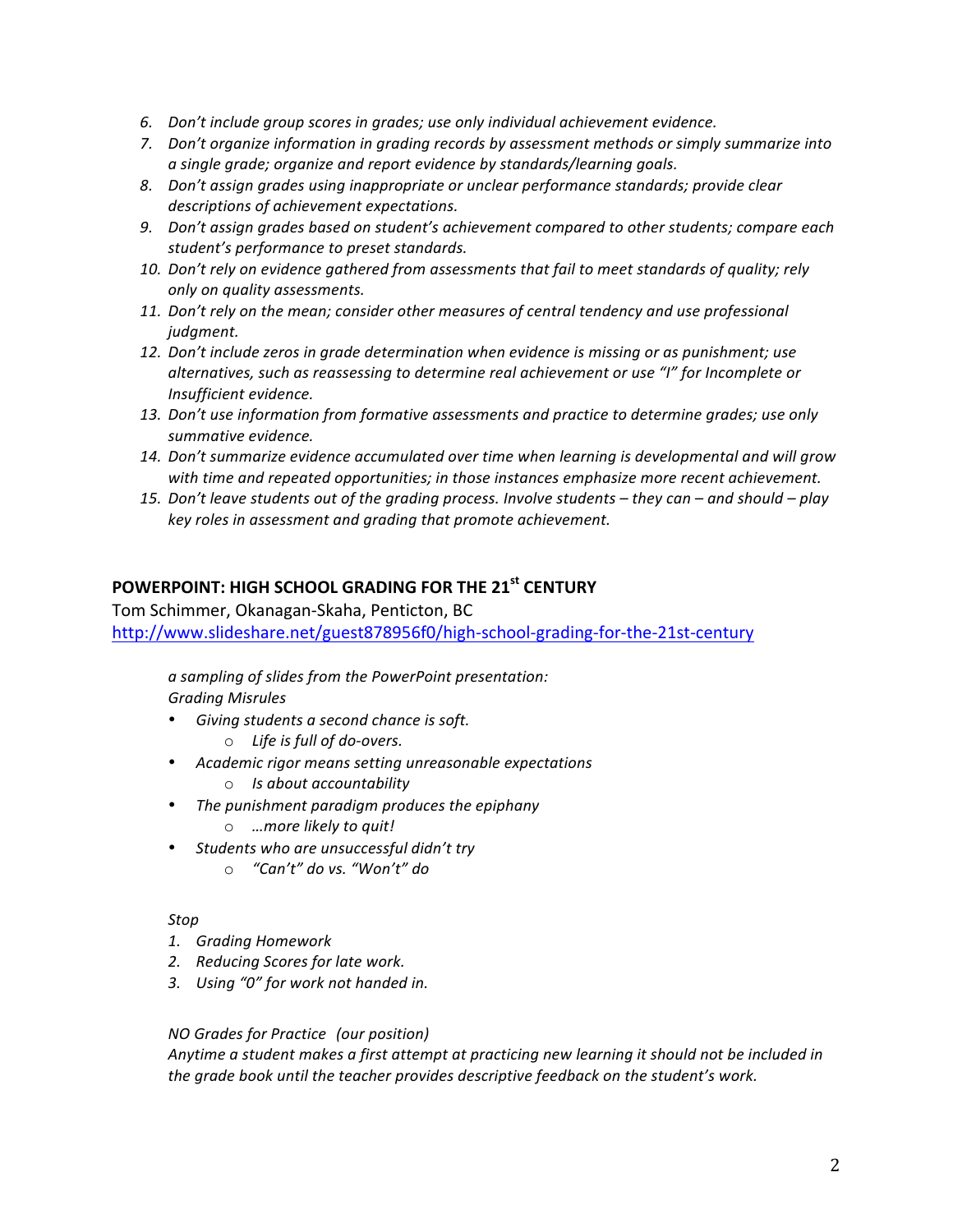6. *Don't include group scores in grades; use only individual achievement evidence.*
7. *Don't organize information in grading records by assessment methods or simply summarize into a single grade; organize and report evidence by standards/learning goals.*
8. *Don't assign grades using inappropriate or unclear performance standards; provide clear descriptions of achievement expectations.*
9. *Don't assign grades based on student's achievement compared to other students; compare each student's performance to preset standards.*
10. *Don't rely on evidence gathered from assessments that fail to meet standards of quality; rely only on quality assessments.*
11. *Don't rely on the mean; consider other measures of central tendency and use professional judgment.*
12. *Don't include zeros in grade determination when evidence is missing or as punishment; use alternatives, such as reassessing to determine real achievement or use "I" for Incomplete or Insufficient evidence.*
13. *Don't use information from formative assessments and practice to determine grades; use only summative evidence.*
14. *Don't summarize evidence accumulated over time when learning is developmental and will grow with time and repeated opportunities; in those instances emphasize more recent achievement.*
15. *Don't leave students out of the grading process. Involve students – they can – and should – play key roles in assessment and grading that promote achievement.*

## POWERPOINT: HIGH SCHOOL GRADING FOR THE 21st CENTURY

Tom Schimmer, Okanagan-Skaha, Penticton, BC
http://www.slideshare.net/guest878956f0/high-school-grading-for-the-21st-century

*a sampling of slides from the PowerPoint presentation:*
*Grading Misrules*

- *Giving students a second chance is soft.*
  - *Life is full of do-overs.*
- *Academic rigor means setting unreasonable expectations*
  - *Is about accountability*
- *The punishment paradigm produces the epiphany*
  - *…more likely to quit!*
- *Students who are unsuccessful didn't try*
  - *"Can't" do vs. "Won't" do*

*Stop*

1. *Grading Homework*
2. *Reducing Scores for late work.*
3. *Using "0" for work not handed in.*

*NO Grades for Practice (our position)*
*Anytime a student makes a first attempt at practicing new learning it should not be included in the grade book until the teacher provides descriptive feedback on the student's work.*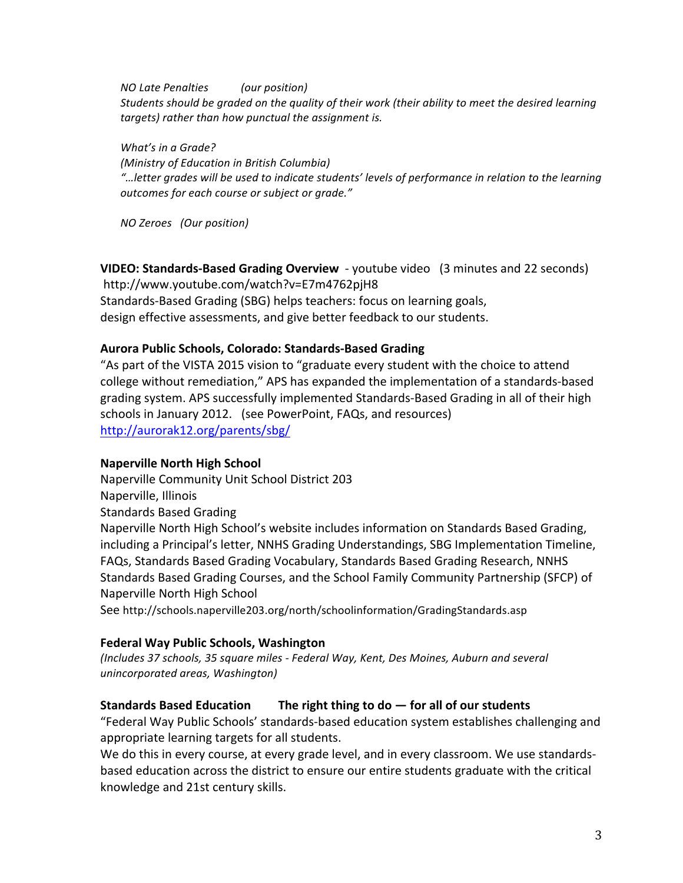*NO Late Penalties (our position)*
*Students should be graded on the quality of their work (their ability to meet the desired learning targets) rather than how punctual the assignment is.*

*What's in a Grade?*
*(Ministry of Education in British Columbia)*
*"…letter grades will be used to indicate students' levels of performance in relation to the learning outcomes for each course or subject or grade."*

*NO Zeroes (Our position)*

**VIDEO: Standards-Based Grading Overview** - youtube video (3 minutes and 22 seconds)
http://www.youtube.com/watch?v=E7m4762pjH8
Standards-Based Grading (SBG) helps teachers: focus on learning goals, design effective assessments, and give better feedback to our students.

**Aurora Public Schools, Colorado: Standards-Based Grading**
"As part of the VISTA 2015 vision to "graduate every student with the choice to attend college without remediation," APS has expanded the implementation of a standards-based grading system. APS successfully implemented Standards-Based Grading in all of their high schools in January 2012. (see PowerPoint, FAQs, and resources)
http://aurorak12.org/parents/sbg/

**Naperville North High School**
Naperville Community Unit School District 203
Naperville, Illinois
Standards Based Grading
Naperville North High School's website includes information on Standards Based Grading, including a Principal's letter, NNHS Grading Understandings, SBG Implementation Timeline, FAQs, Standards Based Grading Vocabulary, Standards Based Grading Research, NNHS Standards Based Grading Courses, and the School Family Community Partnership (SFCP) of Naperville North High School
See http://schools.naperville203.org/north/schoolinformation/GradingStandards.asp

**Federal Way Public Schools, Washington**
*(Includes 37 schools, 35 square miles - Federal Way, Kent, Des Moines, Auburn and several unincorporated areas, Washington)*

**Standards Based Education The right thing to do — for all of our students**
"Federal Way Public Schools' standards-based education system establishes challenging and appropriate learning targets for all students.
We do this in every course, at every grade level, and in every classroom. We use standards-based education across the district to ensure our entire students graduate with the critical knowledge and 21st century skills.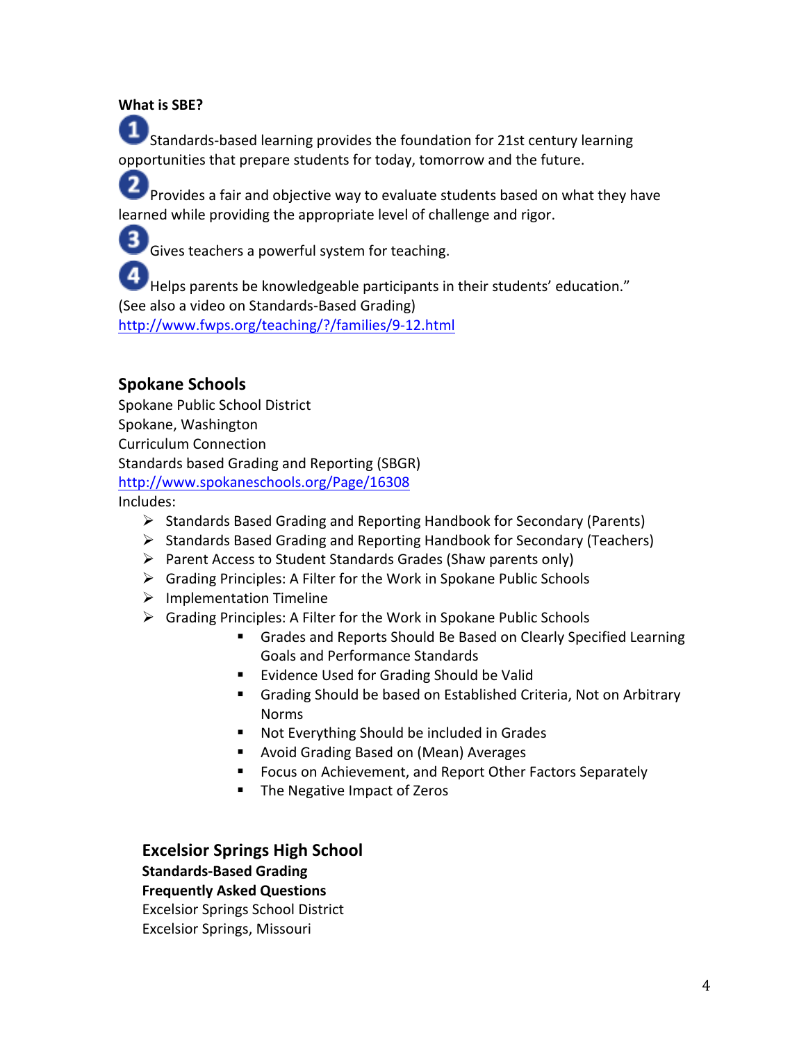**What is SBE?**

1. Standards-based learning provides the foundation for 21st century learning opportunities that prepare students for today, tomorrow and the future.
2. Provides a fair and objective way to evaluate students based on what they have learned while providing the appropriate level of challenge and rigor.
3. Gives teachers a powerful system for teaching.
4. Helps parents be knowledgeable participants in their students' education."

(See also a video on Standards-Based Grading)
http://www.fwps.org/teaching/?/families/9-12.html

## Spokane Schools

Spokane Public School District
Spokane, Washington
Curriculum Connection
Standards based Grading and Reporting (SBGR)
http://www.spokaneschools.org/Page/16308
Includes:

- Standards Based Grading and Reporting Handbook for Secondary (Parents)
- Standards Based Grading and Reporting Handbook for Secondary (Teachers)
- Parent Access to Student Standards Grades (Shaw parents only)
- Grading Principles: A Filter for the Work in Spokane Public Schools
- Implementation Timeline
- Grading Principles: A Filter for the Work in Spokane Public Schools
    - Grades and Reports Should Be Based on Clearly Specified Learning Goals and Performance Standards
    - Evidence Used for Grading Should be Valid
    - Grading Should be based on Established Criteria, Not on Arbitrary Norms
    - Not Everything Should be included in Grades
    - Avoid Grading Based on (Mean) Averages
    - Focus on Achievement, and Report Other Factors Separately
    - The Negative Impact of Zeros

## Excelsior Springs High School

**Standards-Based Grading**
**Frequently Asked Questions**
Excelsior Springs School District
Excelsior Springs, Missouri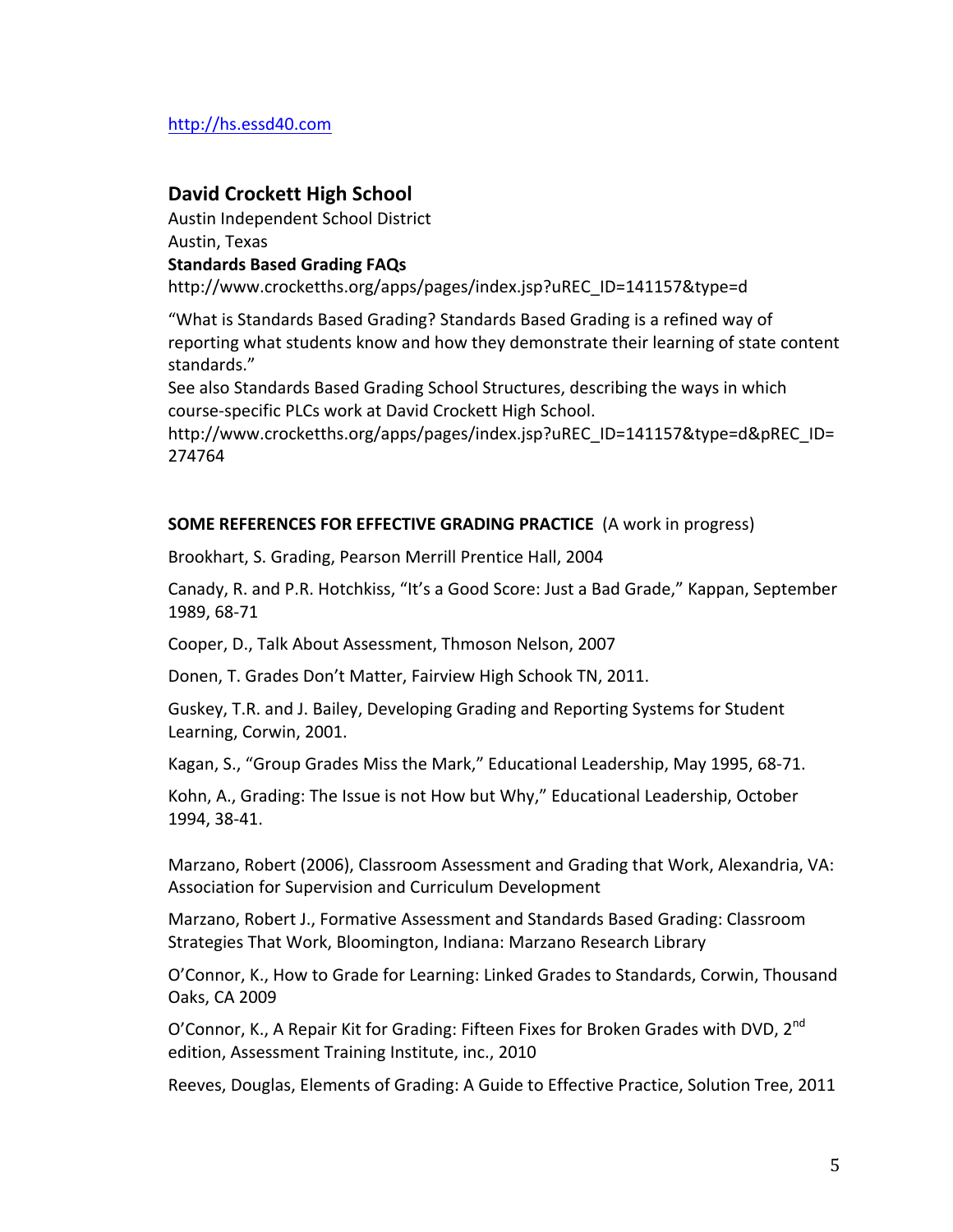http://hs.essd40.com

## David Crockett High School

Austin Independent School District
Austin, Texas
**Standards Based Grading FAQs**
http://www.crocketths.org/apps/pages/index.jsp?uREC_ID=141157&type=d

"What is Standards Based Grading? Standards Based Grading is a refined way of reporting what students know and how they demonstrate their learning of state content standards."
See also Standards Based Grading School Structures, describing the ways in which course-specific PLCs work at David Crockett High School.
http://www.crocketths.org/apps/pages/index.jsp?uREC_ID=141157&type=d&pREC_ID=274764

**SOME REFERENCES FOR EFFECTIVE GRADING PRACTICE** (A work in progress)

Brookhart, S. Grading, Pearson Merrill Prentice Hall, 2004

Canady, R. and P.R. Hotchkiss, "It's a Good Score: Just a Bad Grade," Kappan, September 1989, 68-71

Cooper, D., Talk About Assessment, Thmoson Nelson, 2007

Donen, T. Grades Don't Matter, Fairview High Schook TN, 2011.

Guskey, T.R. and J. Bailey, Developing Grading and Reporting Systems for Student Learning, Corwin, 2001.

Kagan, S., "Group Grades Miss the Mark," Educational Leadership, May 1995, 68-71.

Kohn, A., Grading: The Issue is not How but Why," Educational Leadership, October 1994, 38-41.

Marzano, Robert (2006), Classroom Assessment and Grading that Work, Alexandria, VA: Association for Supervision and Curriculum Development

Marzano, Robert J., Formative Assessment and Standards Based Grading: Classroom Strategies That Work, Bloomington, Indiana: Marzano Research Library

O'Connor, K., How to Grade for Learning: Linked Grades to Standards, Corwin, Thousand Oaks, CA 2009

O'Connor, K., A Repair Kit for Grading: Fifteen Fixes for Broken Grades with DVD, 2nd edition, Assessment Training Institute, inc., 2010

Reeves, Douglas, Elements of Grading: A Guide to Effective Practice, Solution Tree, 2011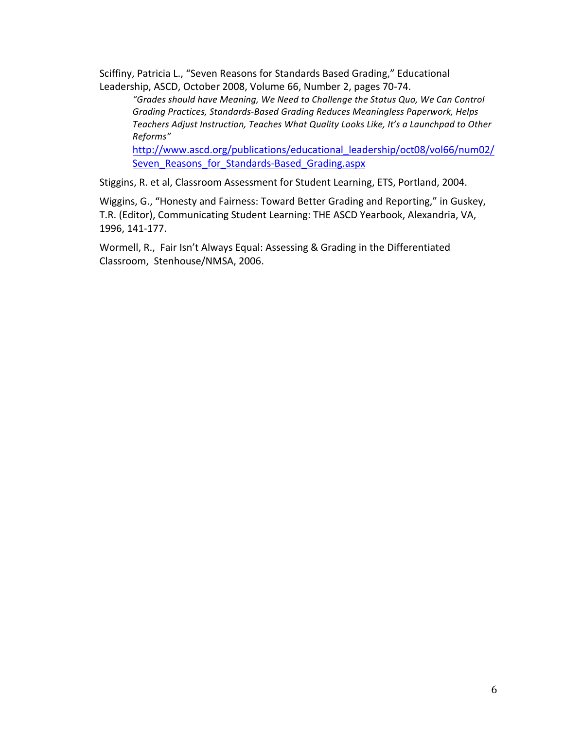Sciffiny, Patricia L., "Seven Reasons for Standards Based Grading," Educational Leadership, ASCD, October 2008, Volume 66, Number 2, pages 70-74.

> *"Grades should have Meaning, We Need to Challenge the Status Quo, We Can Control Grading Practices, Standards-Based Grading Reduces Meaningless Paperwork, Helps Teachers Adjust Instruction, Teaches What Quality Looks Like, It's a Launchpad to Other Reforms"*
>
> http://www.ascd.org/publications/educational_leadership/oct08/vol66/num02/Seven_Reasons_for_Standards-Based_Grading.aspx

Stiggins, R. et al, Classroom Assessment for Student Learning, ETS, Portland, 2004.

Wiggins, G., "Honesty and Fairness: Toward Better Grading and Reporting," in Guskey, T.R. (Editor), Communicating Student Learning: THE ASCD Yearbook, Alexandria, VA, 1996, 141-177.

Wormell, R., Fair Isn't Always Equal: Assessing & Grading in the Differentiated Classroom, Stenhouse/NMSA, 2006.